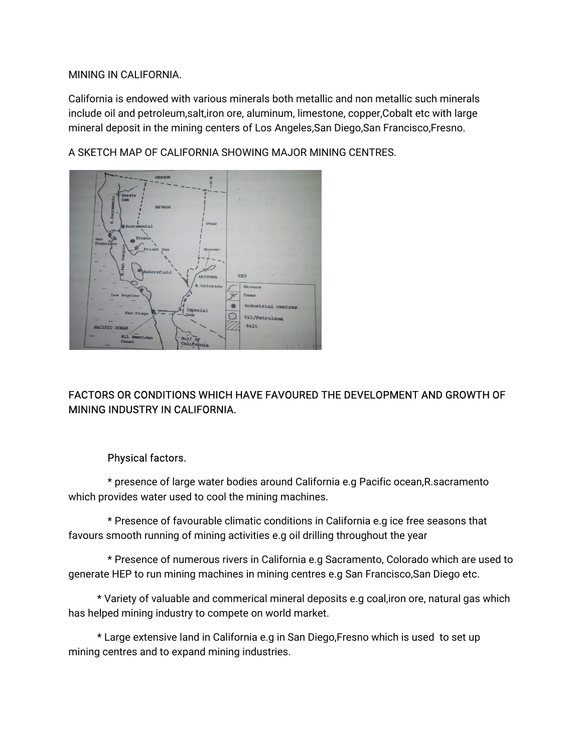MINING IN CALIFORNIA.

California is endowed with various minerals both metallic and non metallic such minerals include oil and petroleum,salt,iron ore, aluminum, limestone, copper,Cobalt etc with large mineral deposit in the mining centers of Los Angeles,San Diego,San Francisco,Fresno.

A SKETCH MAP OF CALIFORNIA SHOWING MAJOR MINING CENTRES.

FACTORS OR CONDITIONS WHICH HAVE FAVOURED THE DEVELOPMENT AND GROWTH OF MINING INDUSTRY IN CALIFORNIA.

Physical factors.

* presence of large water bodies around California e.g Pacific ocean,R.sacramento which provides water used to cool the mining machines.

* Presence of favourable climatic conditions in California e.g ice free seasons that favours smooth running of mining activities e.g oil drilling throughout the year

* Presence of numerous rivers in California e.g Sacramento, Colorado which are used to generate HEP to run mining machines in mining centres e.g San Francisco,San Diego etc.

* Variety of valuable and commerical mineral deposits e.g coal,iron ore, natural gas which has helped mining industry to compete on world market.

* Large extensive land in California e.g in San Diego,Fresno which is used to set up mining centres and to expand mining industries.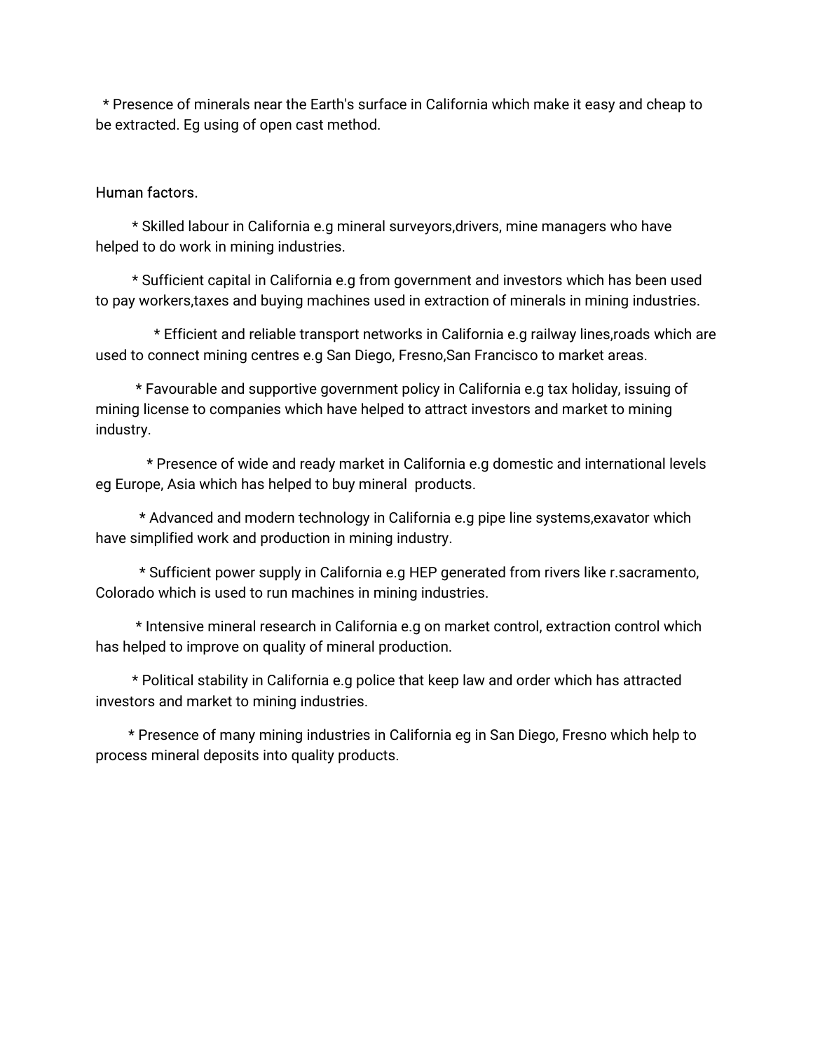* Presence of minerals near the Earth's surface in California which make it easy and cheap to be extracted. Eg using of open cast method.

Human factors.

* Skilled labour in California e.g mineral surveyors,drivers, mine managers who have helped to do work in mining industries.

* Sufficient capital in California e.g from government and investors which has been used to pay workers,taxes and buying machines used in extraction of minerals in mining industries.

* Efficient and reliable transport networks in California e.g railway lines,roads which are used to connect mining centres e.g San Diego, Fresno,San Francisco to market areas.

* Favourable and supportive government policy in California e.g tax holiday, issuing of mining license to companies which have helped to attract investors and market to mining industry.

* Presence of wide and ready market in California e.g domestic and international levels eg Europe, Asia which has helped to buy mineral products.

* Advanced and modern technology in California e.g pipe line systems,exavator which have simplified work and production in mining industry.

* Sufficient power supply in California e.g HEP generated from rivers like r.sacramento, Colorado which is used to run machines in mining industries.

* Intensive mineral research in California e.g on market control, extraction control which has helped to improve on quality of mineral production.

* Political stability in California e.g police that keep law and order which has attracted investors and market to mining industries.

* Presence of many mining industries in California eg in San Diego, Fresno which help to process mineral deposits into quality products.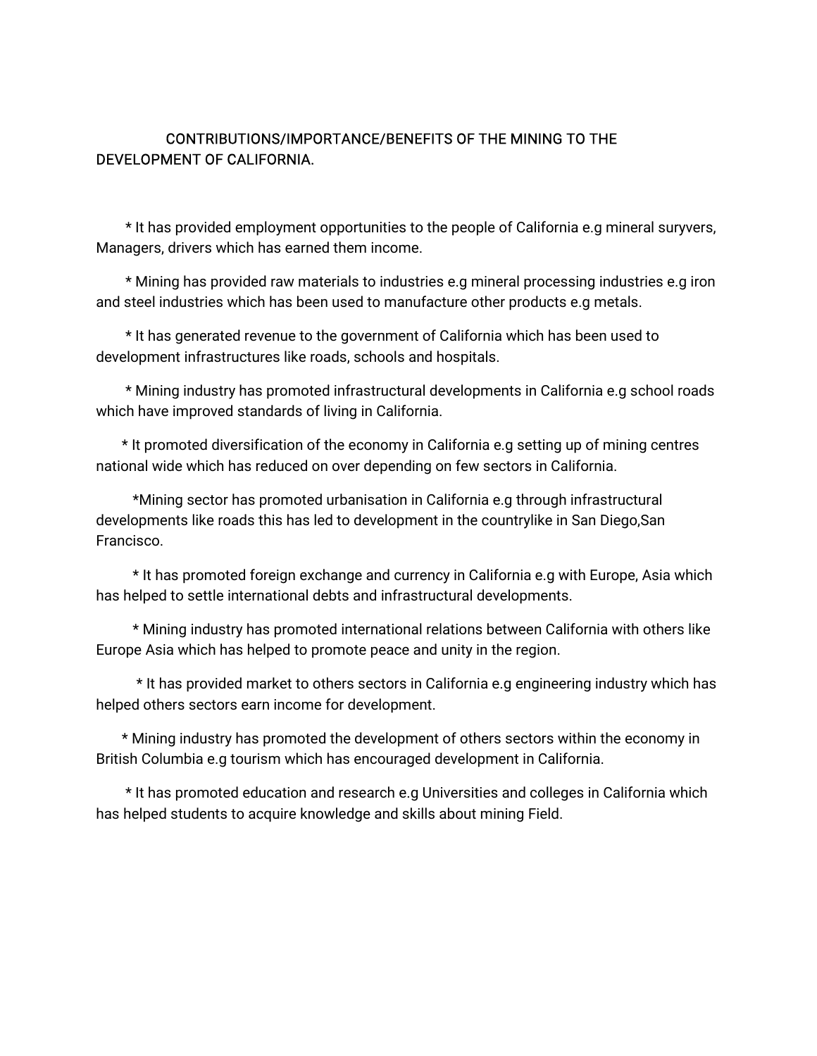## CONTRIBUTIONS/IMPORTANCE/BENEFITS OF THE MINING TO THE DEVELOPMENT OF CALIFORNIA.

* It has provided employment opportunities to the people of California e.g mineral suryvers, Managers, drivers which has earned them income.

* Mining has provided raw materials to industries e.g mineral processing industries e.g iron and steel industries which has been used to manufacture other products e.g metals.

* It has generated revenue to the government of California which has been used to development infrastructures like roads, schools and hospitals.

* Mining industry has promoted infrastructural developments in California e.g school roads which have improved standards of living in California.

* It promoted diversification of the economy in California e.g setting up of mining centres national wide which has reduced on over depending on few sectors in California.

* Mining sector has promoted urbanisation in California e.g through infrastructural developments like roads this has led to development in the countrylike in San Diego,San Francisco.

* It has promoted foreign exchange and currency in California e.g with Europe, Asia which has helped to settle international debts and infrastructural developments.

* Mining industry has promoted international relations between California with others like Europe Asia which has helped to promote peace and unity in the region.

* It has provided market to others sectors in California e.g engineering industry which has helped others sectors earn income for development.

* Mining industry has promoted the development of others sectors within the economy in British Columbia e.g tourism which has encouraged development in California.

* It has promoted education and research e.g Universities and colleges in California which has helped students to acquire knowledge and skills about mining Field.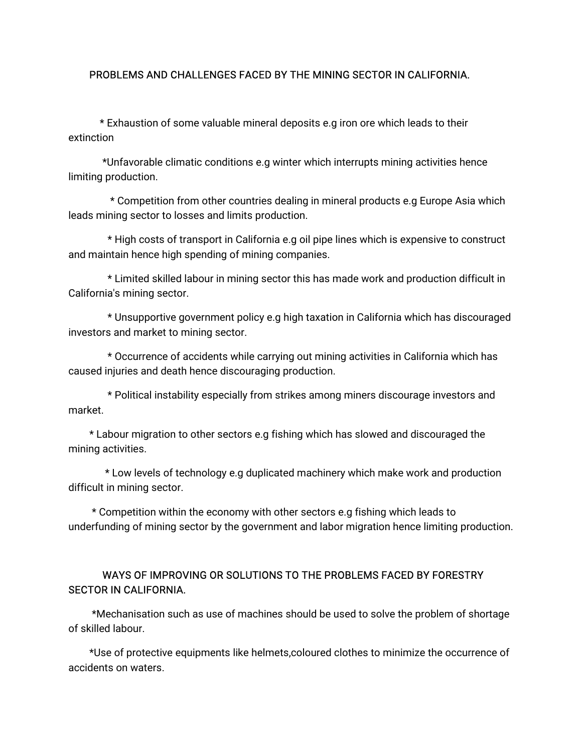## PROBLEMS AND CHALLENGES FACED BY THE MINING SECTOR IN CALIFORNIA.

* Exhaustion of some valuable mineral deposits e.g iron ore which leads to their extinction

* Unfavorable climatic conditions e.g winter which interrupts mining activities hence limiting production.

* Competition from other countries dealing in mineral products e.g Europe Asia which leads mining sector to losses and limits production.

* High costs of transport in California e.g oil pipe lines which is expensive to construct and maintain hence high spending of mining companies.

* Limited skilled labour in mining sector this has made work and production difficult in California's mining sector.

* Unsupportive government policy e.g high taxation in California which has discouraged investors and market to mining sector.

* Occurrence of accidents while carrying out mining activities in California which has caused injuries and death hence discouraging production.

* Political instability especially from strikes among miners discourage investors and market.

* Labour migration to other sectors e.g fishing which has slowed and discouraged the mining activities.

* Low levels of technology e.g duplicated machinery which make work and production difficult in mining sector.

* Competition within the economy with other sectors e.g fishing which leads to underfunding of mining sector by the government and labor migration hence limiting production.

## WAYS OF IMPROVING OR SOLUTIONS TO THE PROBLEMS FACED BY FORESTRY SECTOR IN CALIFORNIA.

* Mechanisation such as use of machines should be used to solve the problem of shortage of skilled labour.

* Use of protective equipments like helmets,coloured clothes to minimize the occurrence of accidents on waters.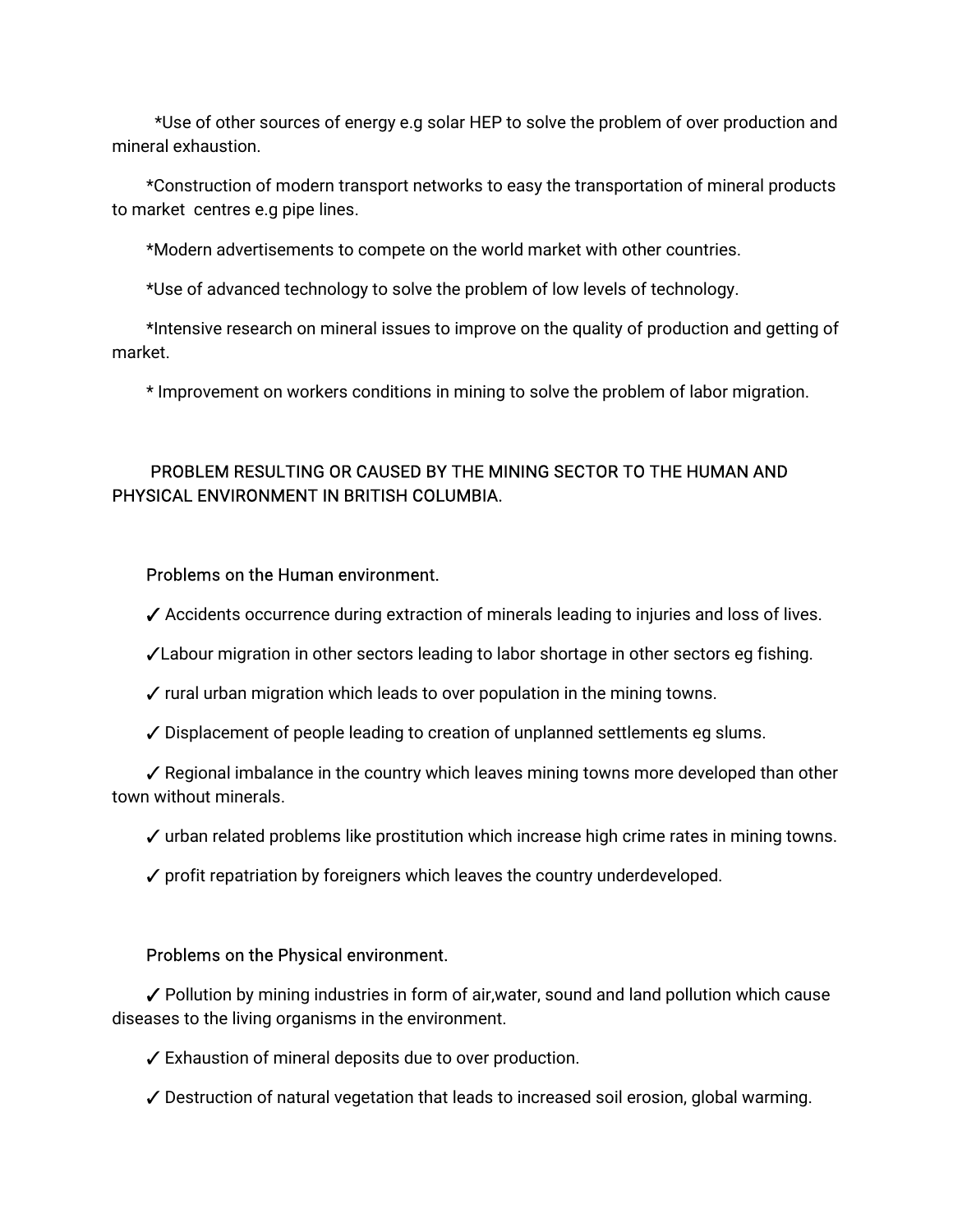*Use of other sources of energy e.g solar HEP to solve the problem of over production and mineral exhaustion.

*Construction of modern transport networks to easy the transportation of mineral products to market centres e.g pipe lines.

*Modern advertisements to compete on the world market with other countries.

*Use of advanced technology to solve the problem of low levels of technology.

*Intensive research on mineral issues to improve on the quality of production and getting of market.

* Improvement on workers conditions in mining to solve the problem of labor migration.

## PROBLEM RESULTING OR CAUSED BY THE MINING SECTOR TO THE HUMAN AND PHYSICAL ENVIRONMENT IN BRITISH COLUMBIA.

### Problems on the Human environment.

✓ Accidents occurrence during extraction of minerals leading to injuries and loss of lives.

✓Labour migration in other sectors leading to labor shortage in other sectors eg fishing.

✓ rural urban migration which leads to over population in the mining towns.

✓ Displacement of people leading to creation of unplanned settlements eg slums.

✓ Regional imbalance in the country which leaves mining towns more developed than other town without minerals.

✓ urban related problems like prostitution which increase high crime rates in mining towns.

✓ profit repatriation by foreigners which leaves the country underdeveloped.

### Problems on the Physical environment.

✓ Pollution by mining industries in form of air,water, sound and land pollution which cause diseases to the living organisms in the environment.

✓ Exhaustion of mineral deposits due to over production.

✓ Destruction of natural vegetation that leads to increased soil erosion, global warming.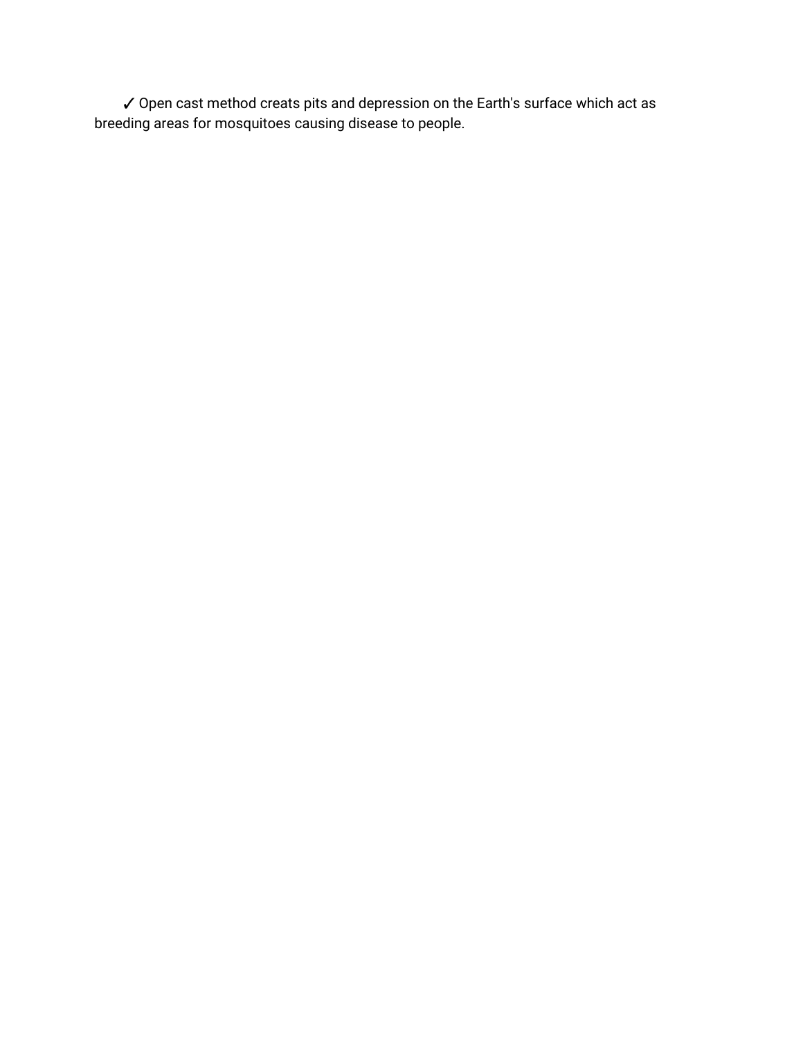✓ Open cast method creats pits and depression on the Earth's surface which act as breeding areas for mosquitoes causing disease to people.